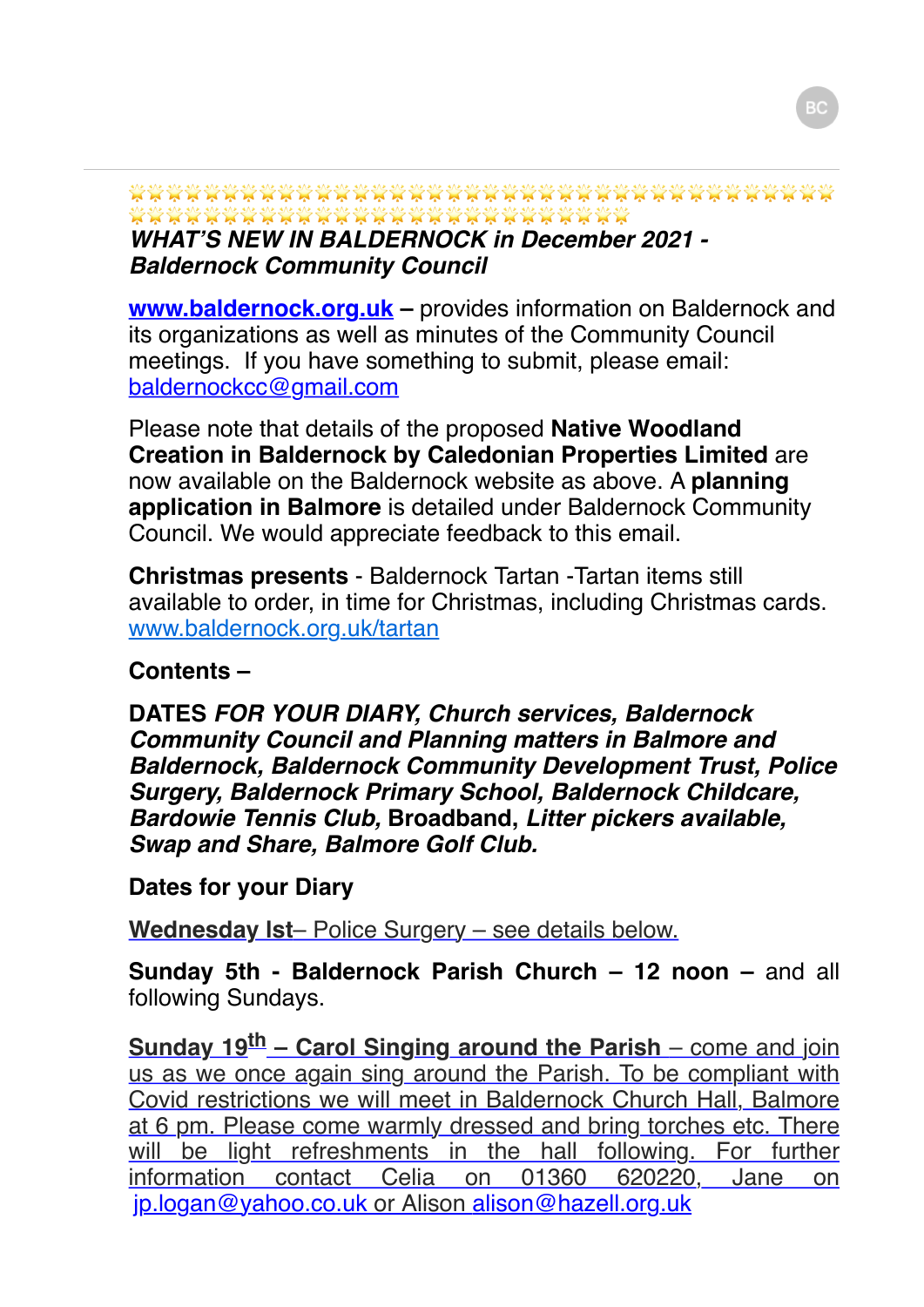🌟🌟🌟🌟🌟🌟🌟🌟🌟🌟🌟🌟🌟🌟🌟🌟🌟🌟🌟🌟🌟🌟🌟🌟🌟🌟🌟🌟🌟🌟🌟🌟🌟🌟🌟🌟🌟🌟🌟🌟🌟🌟🌟🌟🌟🌟🌟🌟🌟🌟🌟🌟🌟🌟🌟🌟🌟🌟🌟🌟🌟🌟🌟🌟🌟🌟🌟🌟🌟🌟

***WHAT'S NEW IN BALDERNOCK in December 2021 - Baldernock Community Council***

**www.baldernock.org.uk –** provides information on Baldernock and its organizations as well as minutes of the Community Council meetings. If you have something to submit, please email: baldernockcc@gmail.com

Please note that details of the proposed **Native Woodland Creation in Baldernock by Caledonian Properties Limited** are now available on the Baldernock website as above. A **planning application in Balmore** is detailed under Baldernock Community Council. We would appreciate feedback to this email.

**Christmas presents** - Baldernock Tartan -Tartan items still available to order, in time for Christmas, including Christmas cards. www.baldernock.org.uk/tartan

**Contents –**

**DATES *FOR YOUR DIARY, Church services, Baldernock Community Council and Planning matters in Balmore and Baldernock, Baldernock Community Development Trust, Police Surgery, Baldernock Primary School, Baldernock Childcare, Bardowie Tennis Club,* Broadband, *Litter pickers available, Swap and Share, Balmore Golf Club.***

**Dates for your Diary**

**Wednesday Ist**– Police Surgery – see details below.

**Sunday 5th - Baldernock Parish Church – 12 noon –** and all following Sundays.

**Sunday 19th – Carol Singing around the Parish** – come and join us as we once again sing around the Parish. To be compliant with Covid restrictions we will meet in Baldernock Church Hall, Balmore at 6 pm. Please come warmly dressed and bring torches etc. There will be light refreshments in the hall following. For further information contact Celia on 01360 620220, Jane on jp.logan@yahoo.co.uk or Alison alison@hazell.org.uk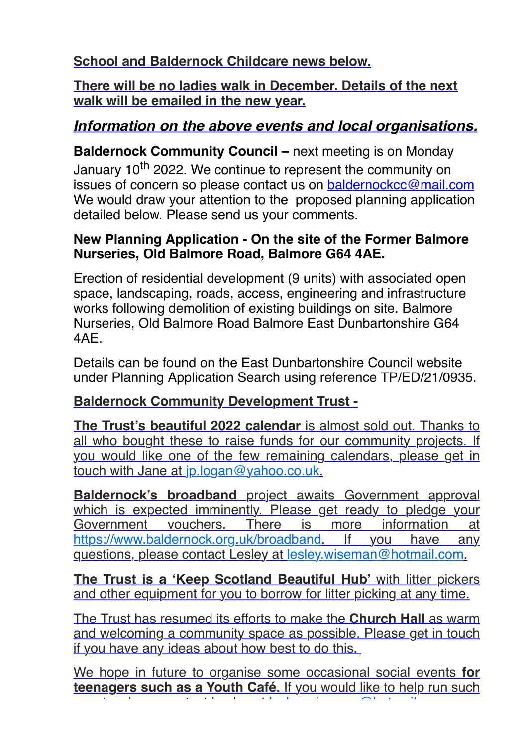**School and Baldernock Childcare news below.**

**There will be no ladies walk in December. Details of the next walk will be emailed in the new year.**

## ***Information on the above events and local organisations.***

**Baldernock Community Council –** next meeting is on Monday January 10th 2022. We continue to represent the community on issues of concern so please contact us on baldernockcc@mail.com We would draw your attention to the proposed planning application detailed below. Please send us your comments.

**New Planning Application - On the site of the Former Balmore Nurseries, Old Balmore Road, Balmore G64 4AE.**

Erection of residential development (9 units) with associated open space, landscaping, roads, access, engineering and infrastructure works following demolition of existing buildings on site. Balmore Nurseries, Old Balmore Road Balmore East Dunbartonshire G64 4AE.

Details can be found on the East Dunbartonshire Council website under Planning Application Search using reference TP/ED/21/0935.

**Baldernock Community Development Trust -**

**The Trust's beautiful 2022 calendar** is almost sold out. Thanks to all who bought these to raise funds for our community projects. If you would like one of the few remaining calendars, please get in touch with Jane at jp.logan@yahoo.co.uk.

**Baldernock's broadband** project awaits Government approval which is expected imminently. Please get ready to pledge your Government vouchers. There is more information at https://www.baldernock.org.uk/broadband. If you have any questions, please contact Lesley at lesley.wiseman@hotmail.com.

**The Trust is a 'Keep Scotland Beautiful Hub'** with litter pickers and other equipment for you to borrow for litter picking at any time.

The Trust has resumed its efforts to make the **Church Hall** as warm and welcoming a community space as possible. Please get in touch if you have any ideas about how best to do this.

We hope in future to organise some occasional social events **for teenagers such as a Youth Café.** If you would like to help run such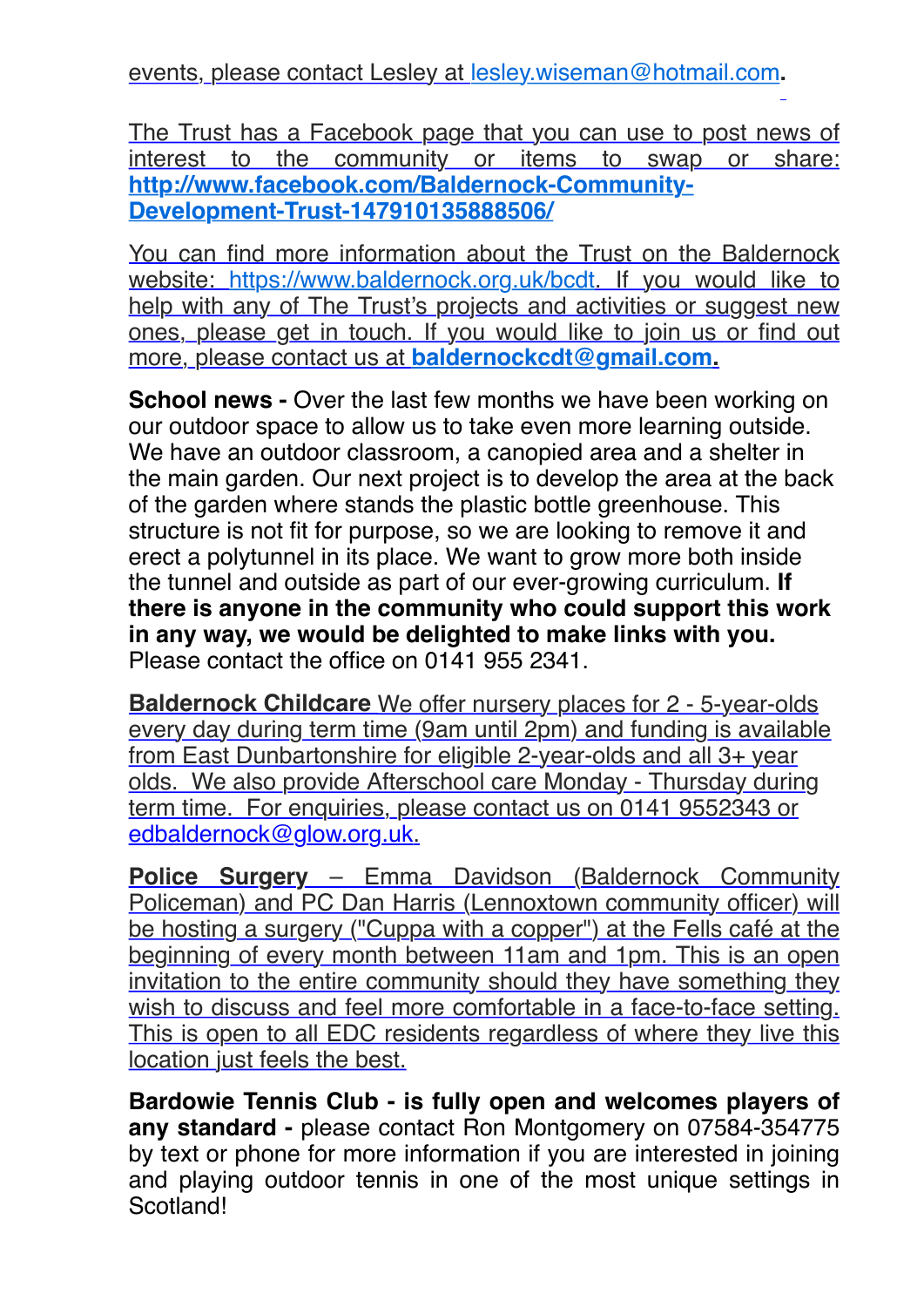events, please contact Lesley at lesley.wiseman@hotmail.com.

The Trust has a Facebook page that you can use to post news of interest to the community or items to swap or share: **http://www.facebook.com/Baldernock-Community-Development-Trust-147910135888506/**

You can find more information about the Trust on the Baldernock website: https://www.baldernock.org.uk/bcdt. If you would like to help with any of The Trust's projects and activities or suggest new ones, please get in touch. If you would like to join us or find out more, please contact us at **baldernockcdt@gmail.com**.

**School news -** Over the last few months we have been working on our outdoor space to allow us to take even more learning outside. We have an outdoor classroom, a canopied area and a shelter in the main garden. Our next project is to develop the area at the back of the garden where stands the plastic bottle greenhouse. This structure is not fit for purpose, so we are looking to remove it and erect a polytunnel in its place. We want to grow more both inside the tunnel and outside as part of our ever-growing curriculum. **If there is anyone in the community who could support this work in any way, we would be delighted to make links with you.** Please contact the office on 0141 955 2341.

**Baldernock Childcare** We offer nursery places for 2 - 5-year-olds every day during term time (9am until 2pm) and funding is available from East Dunbartonshire for eligible 2-year-olds and all 3+ year olds. We also provide Afterschool care Monday - Thursday during term time. For enquiries, please contact us on 0141 9552343 or edbaldernock@glow.org.uk.

**Police Surgery** – Emma Davidson (Baldernock Community Policeman) and PC Dan Harris (Lennoxtown community officer) will be hosting a surgery ("Cuppa with a copper") at the Fells café at the beginning of every month between 11am and 1pm. This is an open invitation to the entire community should they have something they wish to discuss and feel more comfortable in a face-to-face setting. This is open to all EDC residents regardless of where they live this location just feels the best.

**Bardowie Tennis Club - is fully open and welcomes players of any standard -** please contact Ron Montgomery on 07584-354775 by text or phone for more information if you are interested in joining and playing outdoor tennis in one of the most unique settings in Scotland!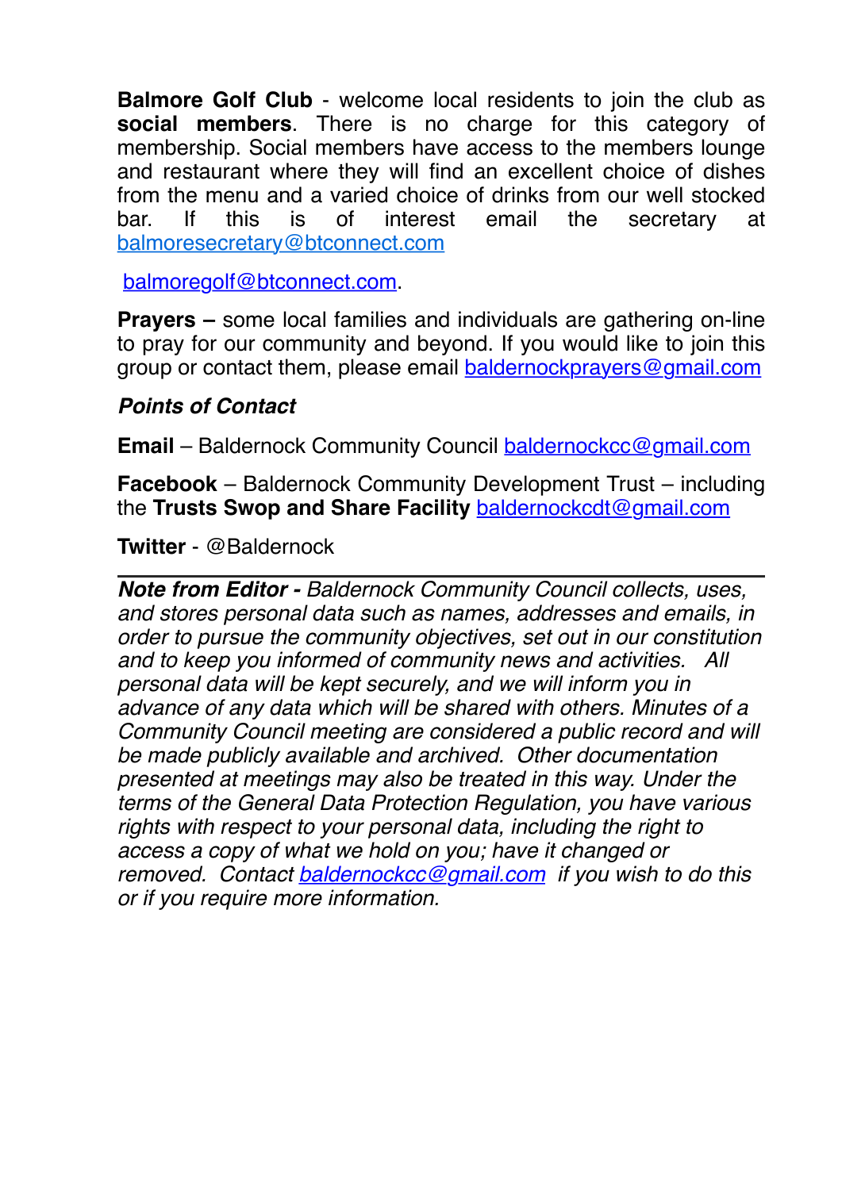**Balmore Golf Club** - welcome local residents to join the club as **social members**. There is no charge for this category of membership. Social members have access to the members lounge and restaurant where they will find an excellent choice of dishes from the menu and a varied choice of drinks from our well stocked bar. If this is of interest email the secretary at balmoresecretary@btconnect.com

balmoregolf@btconnect.com.

**Prayers –** some local families and individuals are gathering on-line to pray for our community and beyond. If you would like to join this group or contact them, please email baldernockprayers@gmail.com

***Points of Contact***

**Email** – Baldernock Community Council baldernockcc@gmail.com

**Facebook** – Baldernock Community Development Trust – including the **Trusts Swop and Share Facility** baldernockcdt@gmail.com

**Twitter** - @Baldernock

---

***Note from Editor -*** *Baldernock Community Council collects, uses, and stores personal data such as names, addresses and emails, in order to pursue the community objectives, set out in our constitution and to keep you informed of community news and activities. All personal data will be kept securely, and we will inform you in advance of any data which will be shared with others. Minutes of a Community Council meeting are considered a public record and will be made publicly available and archived. Other documentation presented at meetings may also be treated in this way. Under the terms of the General Data Protection Regulation, you have various rights with respect to your personal data, including the right to access a copy of what we hold on you; have it changed or removed. Contact baldernockcc@gmail.com if you wish to do this or if you require more information.*